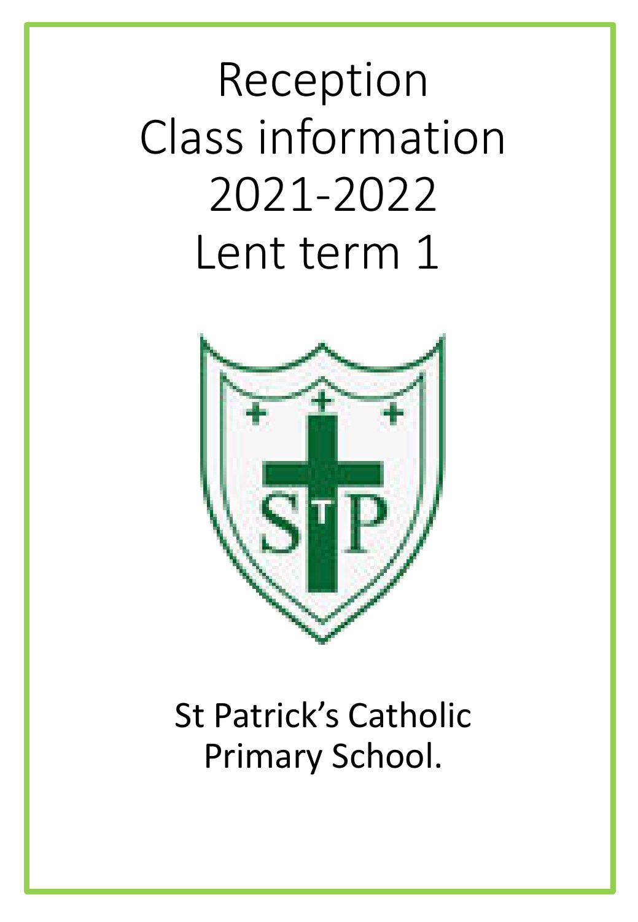# Reception Class information 2021-2022 Lent term 1

St Patrick's Catholic Primary School.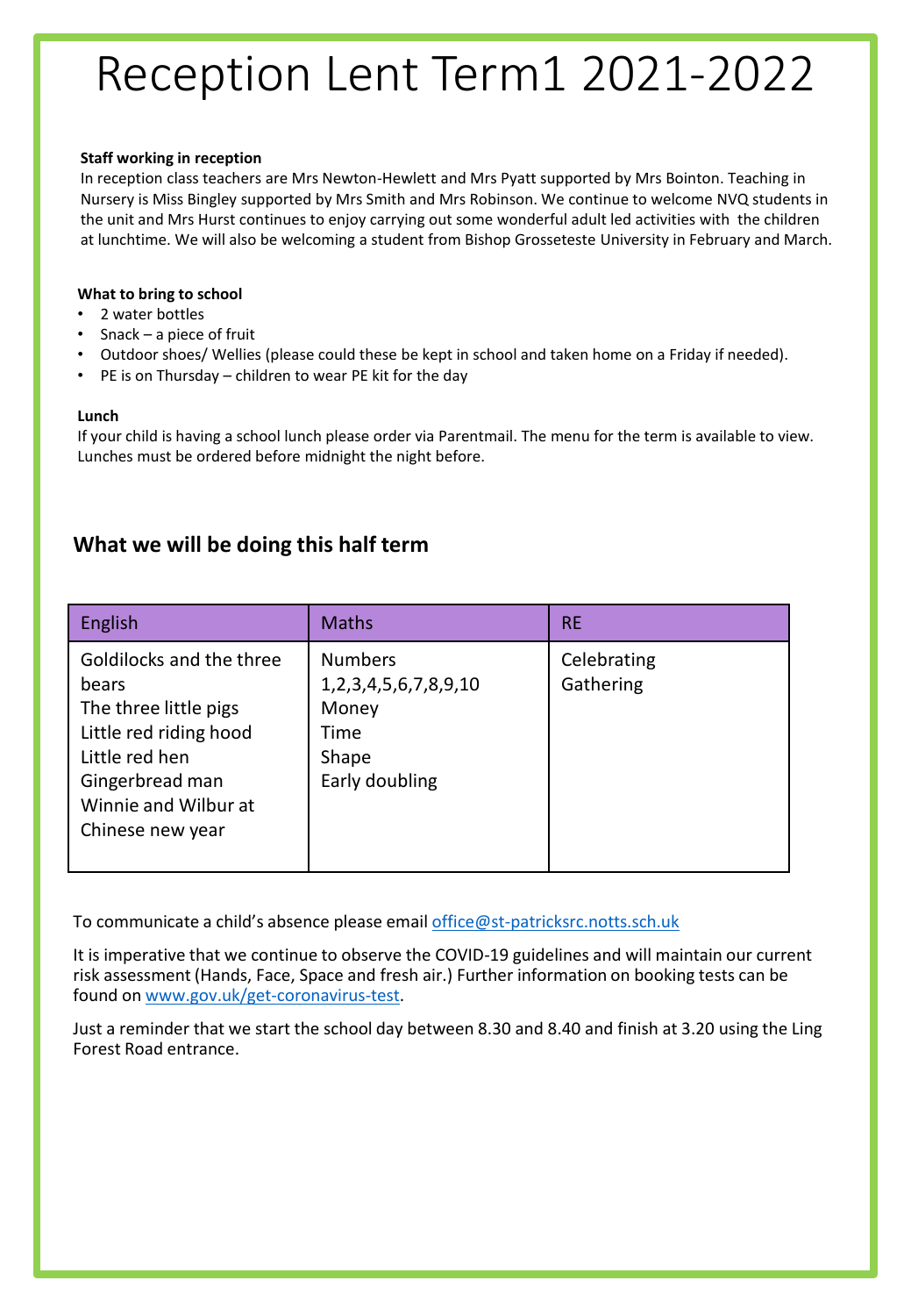# Reception Lent Term1 2021-2022

**Staff working in reception**

In reception class teachers are Mrs Newton-Hewlett and Mrs Pyatt supported by Mrs Bointon. Teaching in Nursery is Miss Bingley supported by Mrs Smith and Mrs Robinson. We continue to welcome NVQ students in the unit and Mrs Hurst continues to enjoy carrying out some wonderful adult led activities with the children at lunchtime. We will also be welcoming a student from Bishop Grosseteste University in February and March.

**What to bring to school**

- 2 water bottles
- Snack – a piece of fruit
- Outdoor shoes/ Wellies (please could these be kept in school and taken home on a Friday if needed).
- PE is on Thursday – children to wear PE kit for the day

**Lunch**

If your child is having a school lunch please order via Parentmail. The menu for the term is available to view. Lunches must be ordered before midnight the night before.

## What we will be doing this half term

| English | Maths | RE |
|---|---|---|
| Goldilocks and the three bears<br>The three little pigs<br>Little red riding hood<br>Little red hen<br>Gingerbread man<br>Winnie and Wilbur at Chinese new year | Numbers 1,2,3,4,5,6,7,8,9,10<br>Money<br>Time<br>Shape<br>Early doubling | Celebrating<br>Gathering |

To communicate a child's absence please email office@st-patricksrc.notts.sch.uk

It is imperative that we continue to observe the COVID-19 guidelines and will maintain our current risk assessment (Hands, Face, Space and fresh air.) Further information on booking tests can be found on www.gov.uk/get-coronavirus-test.

Just a reminder that we start the school day between 8.30 and 8.40 and finish at 3.20 using the Ling Forest Road entrance.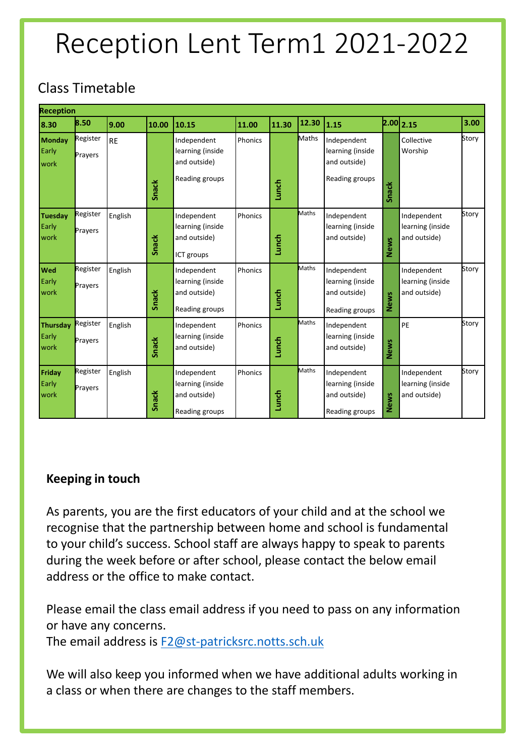# Reception Lent Term1 2021-2022

## Class Timetable

| Reception | | | | | | | | | | | |
|---|---|---|---|---|---|---|---|---|---|---|---|
| **8.30** | **8.50** | **9.00** | **10.00** | **10.15** | **11.00** | **11.30** | **12.30** | **1.15** | **2.00** | **2.15** | **3.00** |
| **Monday** Early work | Register Prayers | RE | Snack | Independent learning (inside and outside) Reading groups | Phonics | Lunch | Maths | Independent learning (inside and outside) Reading groups | Snack | Collective Worship | Story |
| **Tuesday** Early work | Register Prayers | English | Snack | Independent learning (inside and outside) ICT groups | Phonics | Lunch | Maths | Independent learning (inside and outside) | News | Independent learning (inside and outside) | Story |
| **Wed** Early work | Register Prayers | English | Snack | Independent learning (inside and outside) Reading groups | Phonics | Lunch | Maths | Independent learning (inside and outside) Reading groups | News | Independent learning (inside and outside) | Story |
| **Thursday** Early work | Register Prayers | English | Snack | Independent learning (inside and outside) | Phonics | Lunch | Maths | Independent learning (inside and outside) | News | PE | Story |
| **Friday** Early work | Register Prayers | English | Snack | Independent learning (inside and outside) Reading groups | Phonics | Lunch | Maths | Independent learning (inside and outside) Reading groups | News | Independent learning (inside and outside) | Story |

**Keeping in touch**

As parents, you are the first educators of your child and at the school we recognise that the partnership between home and school is fundamental to your child's success. School staff are always happy to speak to parents during the week before or after school, please contact the below email address or the office to make contact.

Please email the class email address if you need to pass on any information or have any concerns.
The email address is F2@st-patricksrc.notts.sch.uk

We will also keep you informed when we have additional adults working in a class or when there are changes to the staff members.